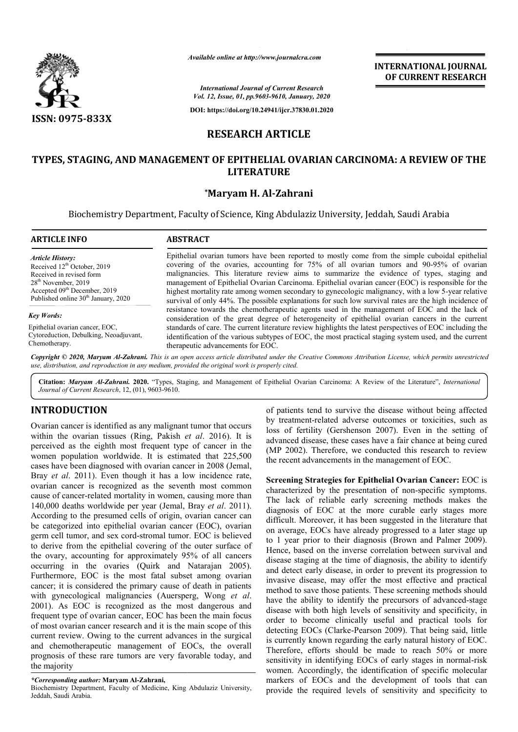*Available online at http://www.journalcra.com*

*International Journal of Current Research*
*Vol. 12, Issue, 01, pp.9603-9610, January, 2020*

**DOI: https://doi.org/10.24941/ijcr.37830.01.2020**

**INTERNATIONAL JOURNAL OF CURRENT RESEARCH**

**ISSN: 0975-833X**

**RESEARCH ARTICLE**

# TYPES, STAGING, AND MANAGEMENT OF EPITHELIAL OVARIAN CARCINOMA: A REVIEW OF THE LITERATURE

**\*Maryam H. Al-Zahrani**

Biochemistry Department, Faculty of Science, King Abdulaziz University, Jeddah, Saudi Arabia

**ARTICLE INFO**

*Article History:*
Received 12th October, 2019
Received in revised form
28th November, 2019
Accepted 09th December, 2019
Published online 30th January, 2020

*Key Words:*
Epithelial ovarian cancer, EOC, Cytoreduction, Debulking, Neoadjuvant, Chemotherapy.

**ABSTRACT**

Epithelial ovarian tumors have been reported to mostly come from the simple cuboidal epithelial covering of the ovaries, accounting for 75% of all ovarian tumors and 90-95% of ovarian malignancies. This literature review aims to summarize the evidence of types, staging and management of Epithelial Ovarian Carcinoma. Epithelial ovarian cancer (EOC) is responsible for the highest mortality rate among women secondary to gynecologic malignancy, with a low 5-year relative survival of only 44%. The possible explanations for such low survival rates are the high incidence of resistance towards the chemotherapeutic agents used in the management of EOC and the lack of consideration of the great degree of heterogeneity of epithelial ovarian cancers in the current standards of care. The current literature review highlights the latest perspectives of EOC including the identification of the various subtypes of EOC, the most practical staging system used, and the current therapeutic advancements for EOC.

***Copyright © 2020, Maryam Al-Zahrani.*** *This is an open access article distributed under the Creative Commons Attribution License, which permits unrestricted use, distribution, and reproduction in any medium, provided the original work is properly cited.*

**Citation:** ***Maryam Al-Zahrani.*** **2020.** "Types, Staging, and Management of Epithelial Ovarian Carcinoma: A Review of the Literature", *International Journal of Current Research*, 12, (01), 9603-9610.

## INTRODUCTION

Ovarian cancer is identified as any malignant tumor that occurs within the ovarian tissues (Ring, Pakish *et al*. 2016). It is perceived as the eighth most frequent type of cancer in the women population worldwide. It is estimated that 225,500 cases have been diagnosed with ovarian cancer in 2008 (Jemal, Bray *et al*. 2011). Even though it has a low incidence rate, ovarian cancer is recognized as the seventh most common cause of cancer-related mortality in women, causing more than 140,000 deaths worldwide per year (Jemal, Bray *et al*. 2011). According to the presumed cells of origin, ovarian cancer can be categorized into epithelial ovarian cancer (EOC), ovarian germ cell tumor, and sex cord-stromal tumor. EOC is believed to derive from the epithelial covering of the outer surface of the ovary, accounting for approximately 95% of all cancers occurring in the ovaries (Quirk and Natarajan 2005). Furthermore, EOC is the most fatal subset among ovarian cancer; it is considered the primary cause of death in patients with gynecological malignancies (Auersperg, Wong *et al*. 2001). As EOC is recognized as the most dangerous and frequent type of ovarian cancer, EOC has been the main focus of most ovarian cancer research and it is the main scope of this current review. Owing to the current advances in the surgical and chemotherapeutic management of EOCs, the overall prognosis of these rare tumors are very favorable today, and the majority of patients tend to survive the disease without being affected by treatment-related adverse outcomes or toxicities, such as loss of fertility (Gershenson 2007). Even in the setting of advanced disease, these cases have a fair chance at being cured (MP 2002). Therefore, we conducted this research to review the recent advancements in the management of EOC.

**Screening Strategies for Epithelial Ovarian Cancer:** EOC is characterized by the presentation of non-specific symptoms. The lack of reliable early screening methods makes the diagnosis of EOC at the more curable early stages more difficult. Moreover, it has been suggested in the literature that on average, EOCs have already progressed to a later stage up to 1 year prior to their diagnosis (Brown and Palmer 2009). Hence, based on the inverse correlation between survival and disease staging at the time of diagnosis, the ability to identify and detect early disease, in order to prevent its progression to invasive disease, may offer the most effective and practical method to save those patients. These screening methods should have the ability to identify the precursors of advanced-stage disease with both high levels of sensitivity and specificity, in order to become clinically useful and practical tools for detecting EOCs (Clarke-Pearson 2009). That being said, little is currently known regarding the early natural history of EOC. Therefore, efforts should be made to reach 50% or more sensitivity in identifying EOCs of early stages in normal-risk women. Accordingly, the identification of specific molecular markers of EOCs and the development of tools that can provide the required levels of sensitivity and specificity to

*\*Corresponding author:* **Maryam Al-Zahrani,**
Biochemistry Department, Faculty of Medicine, King Abdulaziz University, Jeddah, Saudi Arabia.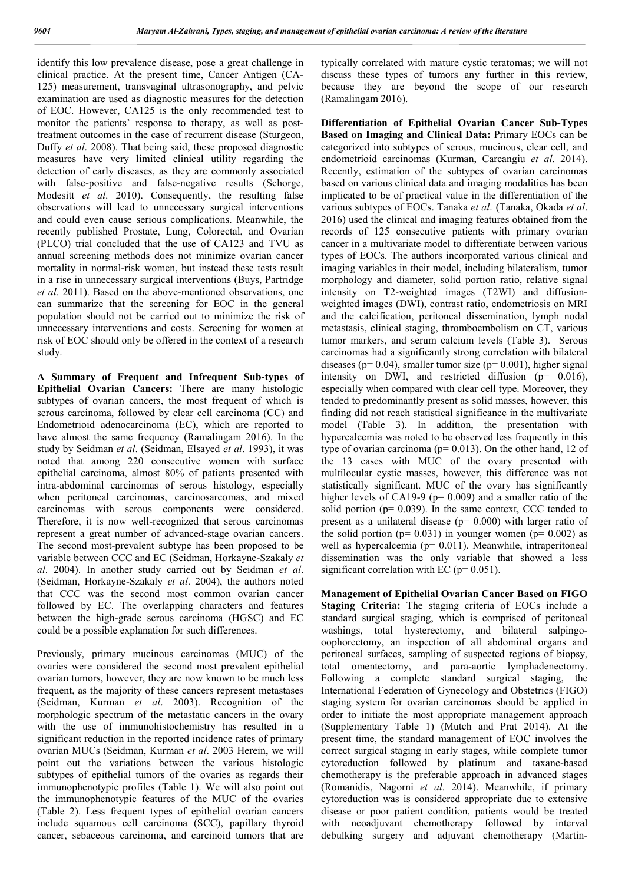identify this low prevalence disease, pose a great challenge in clinical practice. At the present time, Cancer Antigen (CA-125) measurement, transvaginal ultrasonography, and pelvic examination are used as diagnostic measures for the detection of EOC. However, CA125 is the only recommended test to monitor the patients' response to therapy, as well as post-treatment outcomes in the case of recurrent disease (Sturgeon, Duffy *et al*. 2008). That being said, these proposed diagnostic measures have very limited clinical utility regarding the detection of early diseases, as they are commonly associated with false-positive and false-negative results (Schorge, Modesitt *et al*. 2010). Consequently, the resulting false observations will lead to unnecessary surgical interventions and could even cause serious complications. Meanwhile, the recently published Prostate, Lung, Colorectal, and Ovarian (PLCO) trial concluded that the use of CA123 and TVU as annual screening methods does not minimize ovarian cancer mortality in normal-risk women, but instead these tests result in a rise in unnecessary surgical interventions (Buys, Partridge *et al*. 2011). Based on the above-mentioned observations, one can summarize that the screening for EOC in the general population should not be carried out to minimize the risk of unnecessary interventions and costs. Screening for women at risk of EOC should only be offered in the context of a research study.

**A Summary of Frequent and Infrequent Sub-types of Epithelial Ovarian Cancers:** There are many histologic subtypes of ovarian cancers, the most frequent of which is serous carcinoma, followed by clear cell carcinoma (CC) and Endometrioid adenocarcinoma (EC), which are reported to have almost the same frequency (Ramalingam 2016). In the study by Seidman *et al*. (Seidman, Elsayed *et al*. 1993), it was noted that among 220 consecutive women with surface epithelial carcinoma, almost 80% of patients presented with intra-abdominal carcinomas of serous histology, especially when peritoneal carcinomas, carcinosarcomas, and mixed carcinomas with serous components were considered. Therefore, it is now well-recognized that serous carcinomas represent a great number of advanced-stage ovarian cancers. The second most-prevalent subtype has been proposed to be variable between CCC and EC (Seidman, Horkayne-Szakaly *et al*. 2004). In another study carried out by Seidman *et al*. (Seidman, Horkayne-Szakaly *et al*. 2004), the authors noted that CCC was the second most common ovarian cancer followed by EC. The overlapping characters and features between the high-grade serous carcinoma (HGSC) and EC could be a possible explanation for such differences.

Previously, primary mucinous carcinomas (MUC) of the ovaries were considered the second most prevalent epithelial ovarian tumors, however, they are now known to be much less frequent, as the majority of these cancers represent metastases (Seidman, Kurman *et al*. 2003). Recognition of the morphologic spectrum of the metastatic cancers in the ovary with the use of immunohistochemistry has resulted in a significant reduction in the reported incidence rates of primary ovarian MUCs (Seidman, Kurman *et al*. 2003 Herein, we will point out the variations between the various histologic subtypes of epithelial tumors of the ovaries as regards their immunophenotypic profiles (Table 1). We will also point out the immunophenotypic features of the MUC of the ovaries (Table 2). Less frequent types of epithelial ovarian cancers include squamous cell carcinoma (SCC), papillary thyroid cancer, sebaceous carcinoma, and carcinoid tumors that are typically correlated with mature cystic teratomas; we will not discuss these types of tumors any further in this review, because they are beyond the scope of our research (Ramalingam 2016).

**Differentiation of Epithelial Ovarian Cancer Sub-Types Based on Imaging and Clinical Data:** Primary EOCs can be categorized into subtypes of serous, mucinous, clear cell, and endometrioid carcinomas (Kurman, Carcangiu *et al*. 2014). Recently, estimation of the subtypes of ovarian carcinomas based on various clinical data and imaging modalities has been implicated to be of practical value in the differentiation of the various subtypes of EOCs. Tanaka *et al*. (Tanaka, Okada *et al*. 2016) used the clinical and imaging features obtained from the records of 125 consecutive patients with primary ovarian cancer in a multivariate model to differentiate between various types of EOCs. The authors incorporated various clinical and imaging variables in their model, including bilateralism, tumor morphology and diameter, solid portion ratio, relative signal intensity on T2-weighted images (T2WI) and diffusion-weighted images (DWI), contrast ratio, endometriosis on MRI and the calcification, peritoneal dissemination, lymph nodal metastasis, clinical staging, thromboembolism on CT, various tumor markers, and serum calcium levels (Table 3). Serous carcinomas had a significantly strong correlation with bilateral diseases ($p = 0.04$), smaller tumor size ($p = 0.001$), higher signal intensity on DWI, and restricted diffusion ($p = 0.016$), especially when compared with clear cell type. Moreover, they tended to predominantly present as solid masses, however, this finding did not reach statistical significance in the multivariate model (Table 3). In addition, the presentation with hypercalcemia was noted to be observed less frequently in this type of ovarian carcinoma ($p = 0.013$). On the other hand, 12 of the 13 cases with MUC of the ovary presented with multilocular cystic masses, however, this difference was not statistically significant. MUC of the ovary has significantly higher levels of CA19-9 ($p = 0.009$) and a smaller ratio of the solid portion ($p = 0.039$). In the same context, CCC tended to present as a unilateral disease ($p = 0.000$) with larger ratio of the solid portion ($p = 0.031$) in younger women ($p = 0.002$) as well as hypercalcemia ($p = 0.011$). Meanwhile, intraperitoneal dissemination was the only variable that showed a less significant correlation with EC ($p = 0.051$).

**Management of Epithelial Ovarian Cancer Based on FIGO Staging Criteria:** The staging criteria of EOCs include a standard surgical staging, which is comprised of peritoneal washings, total hysterectomy, and bilateral salpingo-oophorectomy, an inspection of all abdominal organs and peritoneal surfaces, sampling of suspected regions of biopsy, total omentectomy, and para-aortic lymphadenectomy. Following a complete standard surgical staging, the International Federation of Gynecology and Obstetrics (FIGO) staging system for ovarian carcinomas should be applied in order to initiate the most appropriate management approach (Supplementary Table 1) (Mutch and Prat 2014). At the present time, the standard management of EOC involves the correct surgical staging in early stages, while complete tumor cytoreduction followed by platinum and taxane-based chemotherapy is the preferable approach in advanced stages (Romanidis, Nagorni *et al*. 2014). Meanwhile, if primary cytoreduction was is considered appropriate due to extensive disease or poor patient condition, patients would be treated with neoadjuvant chemotherapy followed by interval debulking surgery and adjuvant chemotherapy (Martin-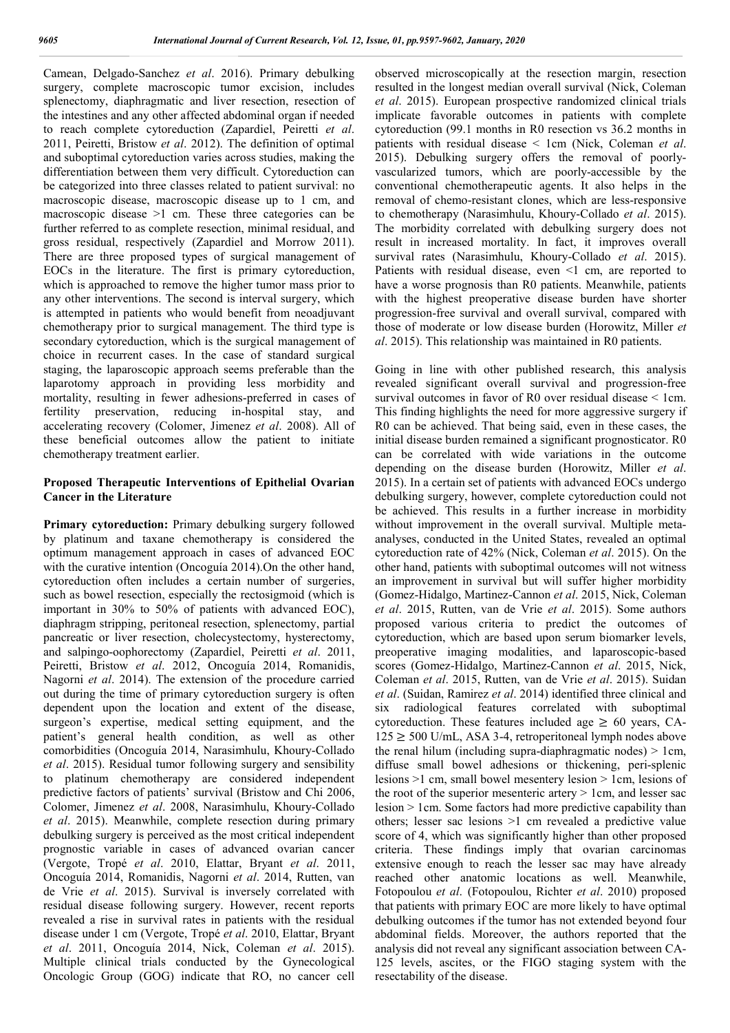Camean, Delgado-Sanchez *et al*. 2016). Primary debulking surgery, complete macroscopic tumor excision, includes splenectomy, diaphragmatic and liver resection, resection of the intestines and any other affected abdominal organ if needed to reach complete cytoreduction (Zapardiel, Peiretti *et al*. 2011, Peiretti, Bristow *et al*. 2012). The definition of optimal and suboptimal cytoreduction varies across studies, making the differentiation between them very difficult. Cytoreduction can be categorized into three classes related to patient survival: no macroscopic disease, macroscopic disease up to 1 cm, and macroscopic disease >1 cm. These three categories can be further referred to as complete resection, minimal residual, and gross residual, respectively (Zapardiel and Morrow 2011). There are three proposed types of surgical management of EOCs in the literature. The first is primary cytoreduction, which is approached to remove the higher tumor mass prior to any other interventions. The second is interval surgery, which is attempted in patients who would benefit from neoadjuvant chemotherapy prior to surgical management. The third type is secondary cytoreduction, which is the surgical management of choice in recurrent cases. In the case of standard surgical staging, the laparoscopic approach seems preferable than the laparotomy approach in providing less morbidity and mortality, resulting in fewer adhesions-preferred in cases of fertility preservation, reducing in-hospital stay, and accelerating recovery (Colomer, Jimenez *et al*. 2008). All of these beneficial outcomes allow the patient to initiate chemotherapy treatment earlier.

### Proposed Therapeutic Interventions of Epithelial Ovarian Cancer in the Literature

**Primary cytoreduction:** Primary debulking surgery followed by platinum and taxane chemotherapy is considered the optimum management approach in cases of advanced EOC with the curative intention (Oncoguía 2014).On the other hand, cytoreduction often includes a certain number of surgeries, such as bowel resection, especially the rectosigmoid (which is important in 30% to 50% of patients with advanced EOC), diaphragm stripping, peritoneal resection, splenectomy, partial pancreatic or liver resection, cholecystectomy, hysterectomy, and salpingo-oophorectomy (Zapardiel, Peiretti *et al*. 2011, Peiretti, Bristow *et al*. 2012, Oncoguía 2014, Romanidis, Nagorni *et al*. 2014). The extension of the procedure carried out during the time of primary cytoreduction surgery is often dependent upon the location and extent of the disease, surgeon's expertise, medical setting equipment, and the patient's general health condition, as well as other comorbidities (Oncoguía 2014, Narasimhulu, Khoury-Collado *et al*. 2015). Residual tumor following surgery and sensibility to platinum chemotherapy are considered independent predictive factors of patients' survival (Bristow and Chi 2006, Colomer, Jimenez *et al*. 2008, Narasimhulu, Khoury-Collado *et al*. 2015). Meanwhile, complete resection during primary debulking surgery is perceived as the most critical independent prognostic variable in cases of advanced ovarian cancer (Vergote, Tropé *et al*. 2010, Elattar, Bryant *et al*. 2011, Oncoguía 2014, Romanidis, Nagorni *et al*. 2014, Rutten, van de Vrie *et al*. 2015). Survival is inversely correlated with residual disease following surgery. However, recent reports revealed a rise in survival rates in patients with the residual disease under 1 cm (Vergote, Tropé *et al*. 2010, Elattar, Bryant *et al*. 2011, Oncoguía 2014, Nick, Coleman *et al*. 2015). Multiple clinical trials conducted by the Gynecological Oncologic Group (GOG) indicate that RO, no cancer cell observed microscopically at the resection margin, resection resulted in the longest median overall survival (Nick, Coleman *et al*. 2015). European prospective randomized clinical trials implicate favorable outcomes in patients with complete cytoreduction (99.1 months in R0 resection vs 36.2 months in patients with residual disease < 1cm (Nick, Coleman *et al*. 2015). Debulking surgery offers the removal of poorly-vascularized tumors, which are poorly-accessible by the conventional chemotherapeutic agents. It also helps in the removal of chemo-resistant clones, which are less-responsive to chemotherapy (Narasimhulu, Khoury-Collado *et al*. 2015). The morbidity correlated with debulking surgery does not result in increased mortality. In fact, it improves overall survival rates (Narasimhulu, Khoury-Collado *et al*. 2015). Patients with residual disease, even <1 cm, are reported to have a worse prognosis than R0 patients. Meanwhile, patients with the highest preoperative disease burden have shorter progression-free survival and overall survival, compared with those of moderate or low disease burden (Horowitz, Miller *et al*. 2015). This relationship was maintained in R0 patients.

Going in line with other published research, this analysis revealed significant overall survival and progression-free survival outcomes in favor of R0 over residual disease < 1cm. This finding highlights the need for more aggressive surgery if R0 can be achieved. That being said, even in these cases, the initial disease burden remained a significant prognosticator. R0 can be correlated with wide variations in the outcome depending on the disease burden (Horowitz, Miller *et al*. 2015). In a certain set of patients with advanced EOCs undergo debulking surgery, however, complete cytoreduction could not be achieved. This results in a further increase in morbidity without improvement in the overall survival. Multiple meta-analyses, conducted in the United States, revealed an optimal cytoreduction rate of 42% (Nick, Coleman *et al*. 2015). On the other hand, patients with suboptimal outcomes will not witness an improvement in survival but will suffer higher morbidity (Gomez-Hidalgo, Martinez-Cannon *et al*. 2015, Nick, Coleman *et al*. 2015, Rutten, van de Vrie *et al*. 2015). Some authors proposed various criteria to predict the outcomes of cytoreduction, which are based upon serum biomarker levels, preoperative imaging modalities, and laparoscopic-based scores (Gomez-Hidalgo, Martinez-Cannon *et al*. 2015, Nick, Coleman *et al*. 2015, Rutten, van de Vrie *et al*. 2015). Suidan *et al*. (Suidan, Ramirez *et al*. 2014) identified three clinical and six radiological features correlated with suboptimal cytoreduction. These features included age ≥ 60 years, CA-125 ≥ 500 U/mL, ASA 3-4, retroperitoneal lymph nodes above the renal hilum (including supra-diaphragmatic nodes) > 1cm, diffuse small bowel adhesions or thickening, peri-splenic lesions >1 cm, small bowel mesentery lesion > 1cm, lesions of the root of the superior mesenteric artery > 1cm, and lesser sac lesion > 1cm. Some factors had more predictive capability than others; lesser sac lesions >1 cm revealed a predictive value score of 4, which was significantly higher than other proposed criteria. These findings imply that ovarian carcinomas extensive enough to reach the lesser sac may have already reached other anatomic locations as well. Meanwhile, Fotopoulou *et al*. (Fotopoulou, Richter *et al*. 2010) proposed that patients with primary EOC are more likely to have optimal debulking outcomes if the tumor has not extended beyond four abdominal fields. Moreover, the authors reported that the analysis did not reveal any significant association between CA-125 levels, ascites, or the FIGO staging system with the resectability of the disease.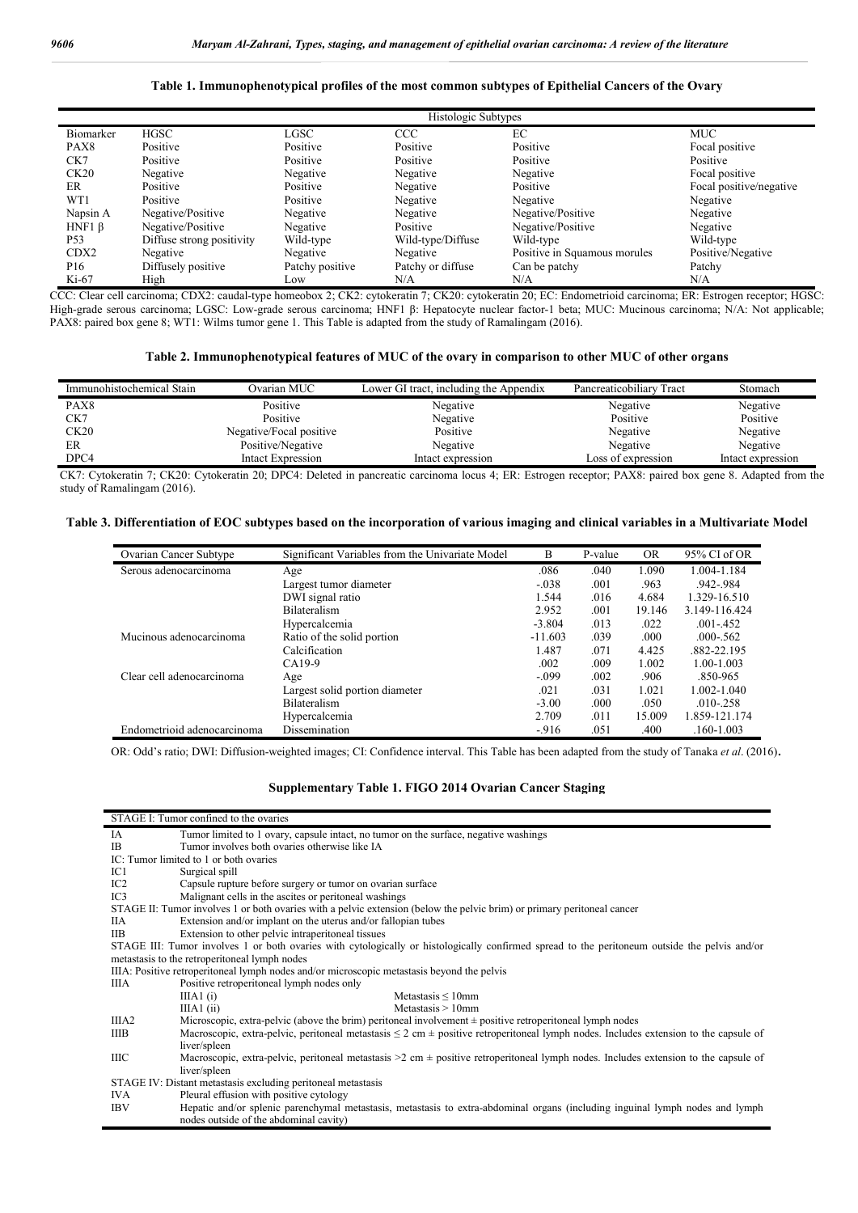**Table 1. Immunophenotypical profiles of the most common subtypes of Epithelial Cancers of the Ovary**

| | Histologic Subtypes | | | | |
|---|---|---|---|---|---|
| Biomarker | HGSC | LGSC | CCC | EC | MUC |
| PAX8 | Positive | Positive | Positive | Positive | Focal positive |
| CK7 | Positive | Positive | Positive | Positive | Positive |
| CK20 | Negative | Negative | Negative | Negative | Focal positive |
| ER | Positive | Positive | Negative | Positive | Focal positive/negative |
| WT1 | Positive | Positive | Negative | Negative | Negative |
| Napsin A | Negative/Positive | Negative | Negative | Negative/Positive | Negative |
| HNF1 β | Negative/Positive | Negative | Positive | Negative/Positive | Negative |
| P53 | Diffuse strong positivity | Wild-type | Wild-type/Diffuse | Wild-type | Wild-type |
| CDX2 | Negative | Negative | Negative | Positive in Squamous morules | Positive/Negative |
| P16 | Diffusely positive | Patchy positive | Patchy or diffuse | Can be patchy | Patchy |
| Ki-67 | High | Low | N/A | N/A | N/A |

CCC: Clear cell carcinoma; CDX2: caudal-type homeobox 2; CK2: cytokeratin 7; CK20: cytokeratin 20; EC: Endometrioid carcinoma; ER: Estrogen receptor; HGSC: High-grade serous carcinoma; LGSC: Low-grade serous carcinoma; HNF1 β: Hepatocyte nuclear factor-1 beta; MUC: Mucinous carcinoma; N/A: Not applicable; PAX8: paired box gene 8; WT1: Wilms tumor gene 1. This Table is adapted from the study of Ramalingam (2016).

**Table 2. Immunophenotypical features of MUC of the ovary in comparison to other MUC of other organs**

| Immunohistochemical Stain | Ovarian MUC | Lower GI tract, including the Appendix | Pancreaticobiliary Tract | Stomach |
|---|---|---|---|---|
| PAX8 | Positive | Negative | Negative | Negative |
| CK7 | Positive | Negative | Positive | Positive |
| CK20 | Negative/Focal positive | Positive | Negative | Negative |
| ER | Positive/Negative | Negative | Negative | Negative |
| DPC4 | Intact Expression | Intact expression | Loss of expression | Intact expression |

CK7: Cytokeratin 7; CK20: Cytokeratin 20; DPC4: Deleted in pancreatic carcinoma locus 4; ER: Estrogen receptor; PAX8: paired box gene 8. Adapted from the study of Ramalingam (2016).

**Table 3. Differentiation of EOC subtypes based on the incorporation of various imaging and clinical variables in a Multivariate Model**

| Ovarian Cancer Subtype | Significant Variables from the Univariate Model | B | P-value | OR | 95% CI of OR |
|---|---|---|---|---|---|
| Serous adenocarcinoma | Age | .086 | .040 | 1.090 | 1.004-1.184 |
| | Largest tumor diameter | -.038 | .001 | .963 | .942-.984 |
| | DWI signal ratio | 1.544 | .016 | 4.684 | 1.329-16.510 |
| | Bilateralism | 2.952 | .001 | 19.146 | 3.149-116.424 |
| | Hypercalcemia | -3.804 | .013 | .022 | .001-.452 |
| Mucinous adenocarcinoma | Ratio of the solid portion | -11.603 | .039 | .000 | .000-.562 |
| | Calcification | 1.487 | .071 | 4.425 | .882-22.195 |
| | CA19-9 | .002 | .009 | 1.002 | 1.00-1.003 |
| Clear cell adenocarcinoma | Age | -.099 | .002 | .906 | .850-965 |
| | Largest solid portion diameter | .021 | .031 | 1.021 | 1.002-1.040 |
| | Bilateralism | -3.00 | .000 | .050 | .010-.258 |
| | Hypercalcemia | 2.709 | .011 | 15.009 | 1.859-121.174 |
| Endometrioid adenocarcinoma | Dissemination | -.916 | .051 | .400 | .160-1.003 |

OR: Odd's ratio; DWI: Diffusion-weighted images; CI: Confidence interval. This Table has been adapted from the study of Tanaka *et al*. (2016).

**Supplementary Table 1. FIGO 2014 Ovarian Cancer Staging**

| STAGE I: Tumor confined to the ovaries | |
|---|---|
| IA | Tumor limited to 1 ovary, capsule intact, no tumor on the surface, negative washings |
| IB | Tumor involves both ovaries otherwise like IA |
| IC: Tumor limited to 1 or both ovaries | |
| IC1 | Surgical spill |
| IC2 | Capsule rupture before surgery or tumor on ovarian surface |
| IC3 | Malignant cells in the ascites or peritoneal washings |
| STAGE II: Tumor involves 1 or both ovaries with a pelvic extension (below the pelvic brim) or primary peritoneal cancer | |
| IIA | Extension and/or implant on the uterus and/or fallopian tubes |
| IIB | Extension to other pelvic intraperitoneal tissues |
| STAGE III: Tumor involves 1 or both ovaries with cytologically or histologically confirmed spread to the peritoneum outside the pelvis and/or metastasis to the retroperitoneal lymph nodes | |
| IIIA: Positive retroperitoneal lymph nodes and/or microscopic metastasis beyond the pelvis | |
| IIIA | Positive retroperitoneal lymph nodes only |
| | IIIA1 (i) Metastasis ≤ 10mm |
| | IIIA1 (ii) Metastasis > 10mm |
| IIIA2 | Microscopic, extra-pelvic (above the brim) peritoneal involvement ± positive retroperitoneal lymph nodes |
| IIIB | Macroscopic, extra-pelvic, peritoneal metastasis ≤ 2 cm ± positive retroperitoneal lymph nodes. Includes extension to the capsule of liver/spleen |
| IIIC | Macroscopic, extra-pelvic, peritoneal metastasis >2 cm ± positive retroperitoneal lymph nodes. Includes extension to the capsule of liver/spleen |
| STAGE IV: Distant metastasis excluding peritoneal metastasis | |
| IVA | Pleural effusion with positive cytology |
| IBV | Hepatic and/or splenic parenchymal metastasis, metastasis to extra-abdominal organs (including inguinal lymph nodes and lymph nodes outside of the abdominal cavity) |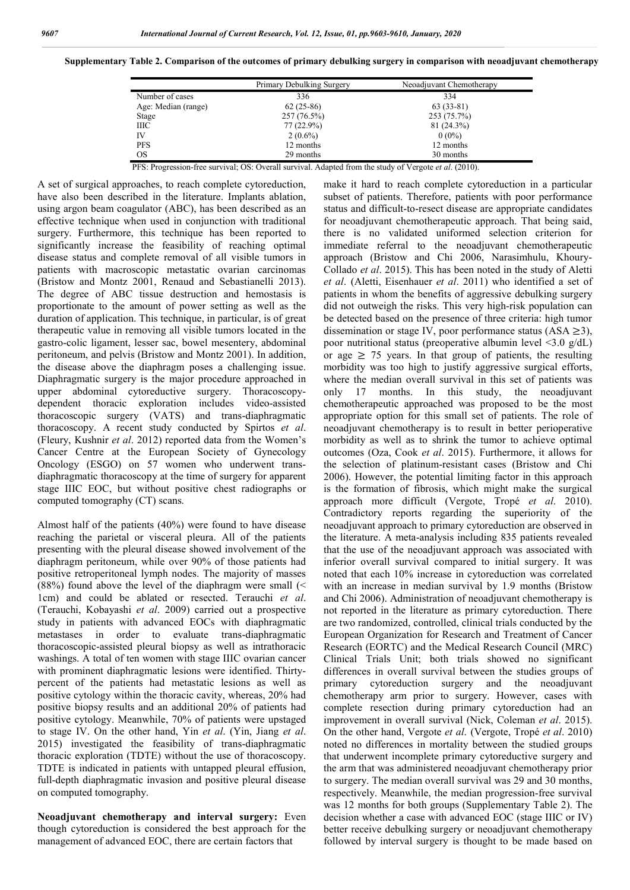**Supplementary Table 2. Comparison of the outcomes of primary debulking surgery in comparison with neoadjuvant chemotherapy**

| | Primary Debulking Surgery | Neoadjuvant Chemotherapy |
|---|---|---|
| Number of cases | 336 | 334 |
| Age: Median (range) | 62 (25-86) | 63 (33-81) |
| Stage | 257 (76.5%) | 253 (75.7%) |
| IIIC | 77 (22.9%) | 81 (24.3%) |
| IV | 2 (0.6%) | 0 (0%) |
| PFS | 12 months | 12 months |
| OS | 29 months | 30 months |

PFS: Progression-free survival; OS: Overall survival. Adapted from the study of Vergote *et al*. (2010).

A set of surgical approaches, to reach complete cytoreduction, have also been described in the literature. Implants ablation, using argon beam coagulator (ABC), has been described as an effective technique when used in conjunction with traditional surgery. Furthermore, this technique has been reported to significantly increase the feasibility of reaching optimal disease status and complete removal of all visible tumors in patients with macroscopic metastatic ovarian carcinomas (Bristow and Montz 2001, Renaud and Sebastianelli 2013). The degree of ABC tissue destruction and hemostasis is proportionate to the amount of power setting as well as the duration of application. This technique, in particular, is of great therapeutic value in removing all visible tumors located in the gastro-colic ligament, lesser sac, bowel mesentery, abdominal peritoneum, and pelvis (Bristow and Montz 2001). In addition, the disease above the diaphragm poses a challenging issue. Diaphragmatic surgery is the major procedure approached in upper abdominal cytoreductive surgery. Thoracoscopy-dependent thoracic exploration includes video-assisted thoracoscopic surgery (VATS) and trans-diaphragmatic thoracoscopy. A recent study conducted by Spirtos *et al*. (Fleury, Kushnir *et al*. 2012) reported data from the Women's Cancer Centre at the European Society of Gynecology Oncology (ESGO) on 57 women who underwent trans-diaphragmatic thoracoscopy at the time of surgery for apparent stage IIIC EOC, but without positive chest radiographs or computed tomography (CT) scans.

Almost half of the patients (40%) were found to have disease reaching the parietal or visceral pleura. All of the patients presenting with the pleural disease showed involvement of the diaphragm peritoneum, while over 90% of those patients had positive retroperitoneal lymph nodes. The majority of masses (88%) found above the level of the diaphragm were small (< 1cm) and could be ablated or resected. Terauchi *et al*. (Terauchi, Kobayashi *et al*. 2009) carried out a prospective study in patients with advanced EOCs with diaphragmatic metastases in order to evaluate trans-diaphragmatic thoracoscopic-assisted pleural biopsy as well as intrathoracic washings. A total of ten women with stage IIIC ovarian cancer with prominent diaphragmatic lesions were identified. Thirty-percent of the patients had metastatic lesions as well as positive cytology within the thoracic cavity, whereas, 20% had positive biopsy results and an additional 20% of patients had positive cytology. Meanwhile, 70% of patients were upstaged to stage IV. On the other hand, Yin *et al*. (Yin, Jiang *et al*. 2015) investigated the feasibility of trans-diaphragmatic thoracic exploration (TDTE) without the use of thoracoscopy. TDTE is indicated in patients with untapped pleural effusion, full-depth diaphragmatic invasion and positive pleural disease on computed tomography.

**Neoadjuvant chemotherapy and interval surgery:** Even though cytoreduction is considered the best approach for the management of advanced EOC, there are certain factors that make it hard to reach complete cytoreduction in a particular subset of patients. Therefore, patients with poor performance status and difficult-to-resect disease are appropriate candidates for neoadjuvant chemotherapeutic approach. That being said, there is no validated uniformed selection criterion for immediate referral to the neoadjuvant chemotherapeutic approach (Bristow and Chi 2006, Narasimhulu, Khoury-Collado *et al*. 2015). This has been noted in the study of Aletti *et al*. (Aletti, Eisenhauer *et al*. 2011) who identified a set of patients in whom the benefits of aggressive debulking surgery did not outweigh the risks. This very high-risk population can be detected based on the presence of three criteria: high tumor dissemination or stage IV, poor performance status (ASA ≥3), poor nutritional status (preoperative albumin level <3.0 g/dL) or age ≥ 75 years. In that group of patients, the resulting morbidity was too high to justify aggressive surgical efforts, where the median overall survival in this set of patients was only 17 months. In this study, the neoadjuvant chemotherapeutic approached was proposed to be the most appropriate option for this small set of patients. The role of neoadjuvant chemotherapy is to result in better perioperative morbidity as well as to shrink the tumor to achieve optimal outcomes (Oza, Cook *et al*. 2015). Furthermore, it allows for the selection of platinum-resistant cases (Bristow and Chi 2006). However, the potential limiting factor in this approach is the formation of fibrosis, which might make the surgical approach more difficult (Vergote, Tropé *et al*. 2010). Contradictory reports regarding the superiority of the neoadjuvant approach to primary cytoreduction are observed in the literature. A meta-analysis including 835 patients revealed that the use of the neoadjuvant approach was associated with inferior overall survival compared to initial surgery. It was noted that each 10% increase in cytoreduction was correlated with an increase in median survival by 1.9 months (Bristow and Chi 2006). Administration of neoadjuvant chemotherapy is not reported in the literature as primary cytoreduction. There are two randomized, controlled, clinical trials conducted by the European Organization for Research and Treatment of Cancer Research (EORTC) and the Medical Research Council (MRC) Clinical Trials Unit; both trials showed no significant differences in overall survival between the studies groups of primary cytoreduction surgery and the neoadjuvant chemotherapy arm prior to surgery. However, cases with complete resection during primary cytoreduction had an improvement in overall survival (Nick, Coleman *et al*. 2015). On the other hand, Vergote *et al*. (Vergote, Tropé *et al*. 2010) noted no differences in mortality between the studied groups that underwent incomplete primary cytoreductive surgery and the arm that was administered neoadjuvant chemotherapy prior to surgery. The median overall survival was 29 and 30 months, respectively. Meanwhile, the median progression-free survival was 12 months for both groups (Supplementary Table 2). The decision whether a case with advanced EOC (stage IIIC or IV) better receive debulking surgery or neoadjuvant chemotherapy followed by interval surgery is thought to be made based on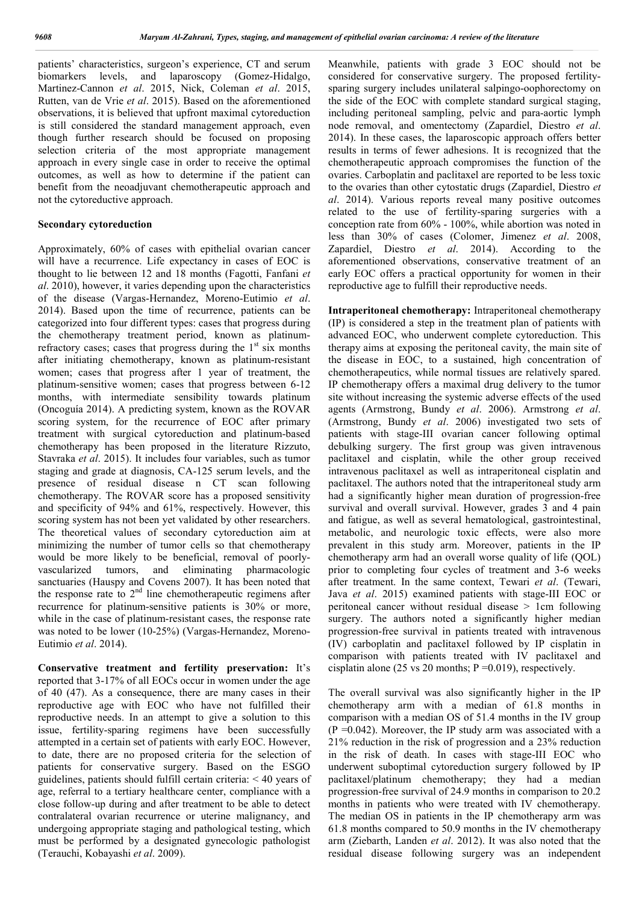patients' characteristics, surgeon's experience, CT and serum biomarkers levels, and laparoscopy (Gomez-Hidalgo, Martinez-Cannon *et al*. 2015, Nick, Coleman *et al*. 2015, Rutten, van de Vrie *et al*. 2015). Based on the aforementioned observations, it is believed that upfront maximal cytoreduction is still considered the standard management approach, even though further research should be focused on proposing selection criteria of the most appropriate management approach in every single case in order to receive the optimal outcomes, as well as how to determine if the patient can benefit from the neoadjuvant chemotherapeutic approach and not the cytoreductive approach.

### Secondary cytoreduction

Approximately, 60% of cases with epithelial ovarian cancer will have a recurrence. Life expectancy in cases of EOC is thought to lie between 12 and 18 months (Fagotti, Fanfani *et al*. 2010), however, it varies depending upon the characteristics of the disease (Vargas-Hernandez, Moreno-Eutimio *et al*. 2014). Based upon the time of recurrence, patients can be categorized into four different types: cases that progress during the chemotherapy treatment period, known as platinum-refractory cases; cases that progress during the 1[st] six months after initiating chemotherapy, known as platinum-resistant women; cases that progress after 1 year of treatment, the platinum-sensitive women; cases that progress between 6-12 months, with intermediate sensibility towards platinum (Oncoguía 2014). A predicting system, known as the ROVAR scoring system, for the recurrence of EOC after primary treatment with surgical cytoreduction and platinum-based chemotherapy has been proposed in the literature Rizzuto, Stavraka *et al*. 2015). It includes four variables, such as tumor staging and grade at diagnosis, CA-125 serum levels, and the presence of residual disease n CT scan following chemotherapy. The ROVAR score has a proposed sensitivity and specificity of 94% and 61%, respectively. However, this scoring system has not been yet validated by other researchers. The theoretical values of secondary cytoreduction aim at minimizing the number of tumor cells so that chemotherapy would be more likely to be beneficial, removal of poorly-vascularized tumors, and eliminating pharmacologic sanctuaries (Hauspy and Covens 2007). It has been noted that the response rate to 2[nd] line chemotherapeutic regimens after recurrence for platinum-sensitive patients is 30% or more, while in the case of platinum-resistant cases, the response rate was noted to be lower (10-25%) (Vargas-Hernandez, Moreno-Eutimio *et al*. 2014).

**Conservative treatment and fertility preservation:** It's reported that 3-17% of all EOCs occur in women under the age of 40 (47). As a consequence, there are many cases in their reproductive age with EOC who have not fulfilled their reproductive needs. In an attempt to give a solution to this issue, fertility-sparing regimens have been successfully attempted in a certain set of patients with early EOC. However, to date, there are no proposed criteria for the selection of patients for conservative surgery. Based on the ESGO guidelines, patients should fulfill certain criteria: < 40 years of age, referral to a tertiary healthcare center, compliance with a close follow-up during and after treatment to be able to detect contralateral ovarian recurrence or uterine malignancy, and undergoing appropriate staging and pathological testing, which must be performed by a designated gynecologic pathologist (Terauchi, Kobayashi *et al*. 2009).

Meanwhile, patients with grade 3 EOC should not be considered for conservative surgery. The proposed fertility-sparing surgery includes unilateral salpingo-oophorectomy on the side of the EOC with complete standard surgical staging, including peritoneal sampling, pelvic and para-aortic lymph node removal, and omentectomy (Zapardiel, Diestro *et al*. 2014). In these cases, the laparoscopic approach offers better results in terms of fewer adhesions. It is recognized that the chemotherapeutic approach compromises the function of the ovaries. Carboplatin and paclitaxel are reported to be less toxic to the ovaries than other cytostatic drugs (Zapardiel, Diestro *et al*. 2014). Various reports reveal many positive outcomes related to the use of fertility-sparing surgeries with a conception rate from 60% - 100%, while abortion was noted in less than 30% of cases (Colomer, Jimenez *et al*. 2008, Zapardiel, Diestro *et al*. 2014). According to the aforementioned observations, conservative treatment of an early EOC offers a practical opportunity for women in their reproductive age to fulfill their reproductive needs.

**Intraperitoneal chemotherapy:** Intraperitoneal chemotherapy (IP) is considered a step in the treatment plan of patients with advanced EOC, who underwent complete cytoreduction. This therapy aims at exposing the peritoneal cavity, the main site of the disease in EOC, to a sustained, high concentration of chemotherapeutics, while normal tissues are relatively spared. IP chemotherapy offers a maximal drug delivery to the tumor site without increasing the systemic adverse effects of the used agents (Armstrong, Bundy *et al*. 2006). Armstrong *et al*. (Armstrong, Bundy *et al*. 2006) investigated two sets of patients with stage-III ovarian cancer following optimal debulking surgery. The first group was given intravenous paclitaxel and cisplatin, while the other group received intravenous paclitaxel as well as intraperitoneal cisplatin and paclitaxel. The authors noted that the intraperitoneal study arm had a significantly higher mean duration of progression-free survival and overall survival. However, grades 3 and 4 pain and fatigue, as well as several hematological, gastrointestinal, metabolic, and neurologic toxic effects, were also more prevalent in this study arm. Moreover, patients in the IP chemotherapy arm had an overall worse quality of life (QOL) prior to completing four cycles of treatment and 3-6 weeks after treatment. In the same context, Tewari *et al*. (Tewari, Java *et al*. 2015) examined patients with stage-III EOC or peritoneal cancer without residual disease > 1cm following surgery. The authors noted a significantly higher median progression-free survival in patients treated with intravenous (IV) carboplatin and paclitaxel followed by IP cisplatin in comparison with patients treated with IV paclitaxel and cisplatin alone (25 vs 20 months; $P = 0.019$), respectively.

The overall survival was also significantly higher in the IP chemotherapy arm with a median of 61.8 months in comparison with a median OS of 51.4 months in the IV group ($P = 0.042$). Moreover, the IP study arm was associated with a 21% reduction in the risk of progression and a 23% reduction in the risk of death. In cases with stage-III EOC who underwent suboptimal cytoreduction surgery followed by IP paclitaxel/platinum chemotherapy; they had a median progression-free survival of 24.9 months in comparison to 20.2 months in patients who were treated with IV chemotherapy. The median OS in patients in the IP chemotherapy arm was 61.8 months compared to 50.9 months in the IV chemotherapy arm (Ziebarth, Landen *et al*. 2012). It was also noted that the residual disease following surgery was an independent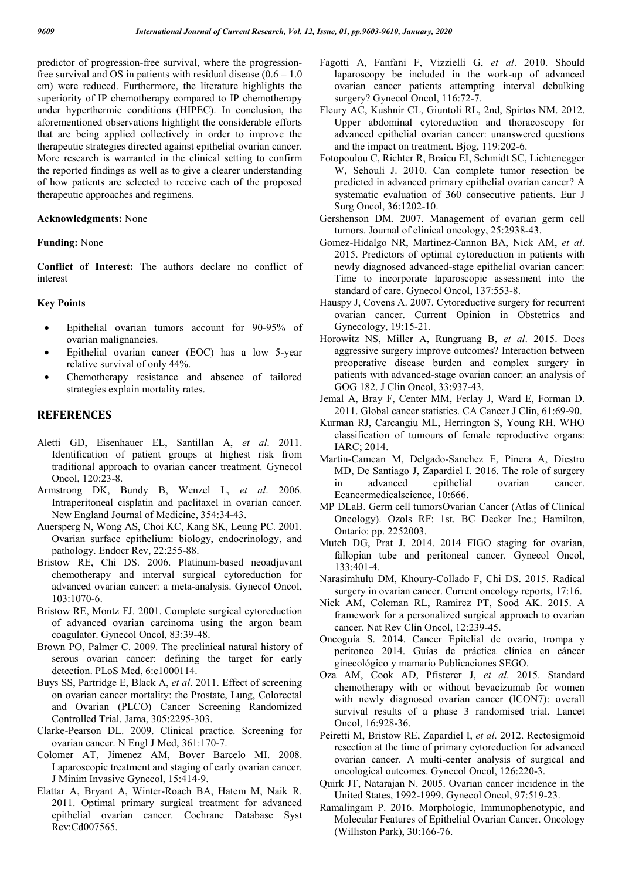predictor of progression-free survival, where the progression-free survival and OS in patients with residual disease (0.6 – 1.0 cm) were reduced. Furthermore, the literature highlights the superiority of IP chemotherapy compared to IP chemotherapy under hyperthermic conditions (HIPEC). In conclusion, the aforementioned observations highlight the considerable efforts that are being applied collectively in order to improve the therapeutic strategies directed against epithelial ovarian cancer. More research is warranted in the clinical setting to confirm the reported findings as well as to give a clearer understanding of how patients are selected to receive each of the proposed therapeutic approaches and regimens.

**Acknowledgments:** None

**Funding:** None

**Conflict of Interest:** The authors declare no conflict of interest

**Key Points**

- Epithelial ovarian tumors account for 90-95% of ovarian malignancies.
- Epithelial ovarian cancer (EOC) has a low 5-year relative survival of only 44%.
- Chemotherapy resistance and absence of tailored strategies explain mortality rates.

## REFERENCES

Aletti GD, Eisenhauer EL, Santillan A, *et al*. 2011. Identification of patient groups at highest risk from traditional approach to ovarian cancer treatment. Gynecol Oncol, 120:23-8.

Armstrong DK, Bundy B, Wenzel L, *et al*. 2006. Intraperitoneal cisplatin and paclitaxel in ovarian cancer. New England Journal of Medicine, 354:34-43.

Auersperg N, Wong AS, Choi KC, Kang SK, Leung PC. 2001. Ovarian surface epithelium: biology, endocrinology, and pathology. Endocr Rev, 22:255-88.

Bristow RE, Chi DS. 2006. Platinum-based neoadjuvant chemotherapy and interval surgical cytoreduction for advanced ovarian cancer: a meta-analysis. Gynecol Oncol, 103:1070-6.

Bristow RE, Montz FJ. 2001. Complete surgical cytoreduction of advanced ovarian carcinoma using the argon beam coagulator. Gynecol Oncol, 83:39-48.

Brown PO, Palmer C. 2009. The preclinical natural history of serous ovarian cancer: defining the target for early detection. PLoS Med, 6:e1000114.

Buys SS, Partridge E, Black A, *et al*. 2011. Effect of screening on ovarian cancer mortality: the Prostate, Lung, Colorectal and Ovarian (PLCO) Cancer Screening Randomized Controlled Trial. Jama, 305:2295-303.

Clarke-Pearson DL. 2009. Clinical practice. Screening for ovarian cancer. N Engl J Med, 361:170-7.

Colomer AT, Jimenez AM, Bover Barcelo MI. 2008. Laparoscopic treatment and staging of early ovarian cancer. J Minim Invasive Gynecol, 15:414-9.

Elattar A, Bryant A, Winter-Roach BA, Hatem M, Naik R. 2011. Optimal primary surgical treatment for advanced epithelial ovarian cancer. Cochrane Database Syst Rev:Cd007565.

Fagotti A, Fanfani F, Vizzielli G, *et al*. 2010. Should laparoscopy be included in the work-up of advanced ovarian cancer patients attempting interval debulking surgery? Gynecol Oncol, 116:72-7.

Fleury AC, Kushnir CL, Giuntoli RL, 2nd, Spirtos NM. 2012. Upper abdominal cytoreduction and thoracoscopy for advanced epithelial ovarian cancer: unanswered questions and the impact on treatment. Bjog, 119:202-6.

Fotopoulou C, Richter R, Braicu EI, Schmidt SC, Lichtenegger W, Sehouli J. 2010. Can complete tumor resection be predicted in advanced primary epithelial ovarian cancer? A systematic evaluation of 360 consecutive patients. Eur J Surg Oncol, 36:1202-10.

Gershenson DM. 2007. Management of ovarian germ cell tumors. Journal of clinical oncology, 25:2938-43.

Gomez-Hidalgo NR, Martinez-Cannon BA, Nick AM, *et al*. 2015. Predictors of optimal cytoreduction in patients with newly diagnosed advanced-stage epithelial ovarian cancer: Time to incorporate laparoscopic assessment into the standard of care. Gynecol Oncol, 137:553-8.

Hauspy J, Covens A. 2007. Cytoreductive surgery for recurrent ovarian cancer. Current Opinion in Obstetrics and Gynecology, 19:15-21.

Horowitz NS, Miller A, Rungruang B, *et al*. 2015. Does aggressive surgery improve outcomes? Interaction between preoperative disease burden and complex surgery in patients with advanced-stage ovarian cancer: an analysis of GOG 182. J Clin Oncol, 33:937-43.

Jemal A, Bray F, Center MM, Ferlay J, Ward E, Forman D. 2011. Global cancer statistics. CA Cancer J Clin, 61:69-90.

Kurman RJ, Carcangiu ML, Herrington S, Young RH. WHO classification of tumours of female reproductive organs: IARC; 2014.

Martin-Camean M, Delgado-Sanchez E, Pinera A, Diestro MD, De Santiago J, Zapardiel I. 2016. The role of surgery in advanced epithelial ovarian cancer. Ecancermedicalscience, 10:666.

MP DLaB. Germ cell tumorsOvarian Cancer (Atlas of Clinical Oncology). Ozols RF: 1st. BC Decker Inc.; Hamilton, Ontario: pp. 2252003.

Mutch DG, Prat J. 2014. 2014 FIGO staging for ovarian, fallopian tube and peritoneal cancer. Gynecol Oncol, 133:401-4.

Narasimhulu DM, Khoury-Collado F, Chi DS. 2015. Radical surgery in ovarian cancer. Current oncology reports, 17:16.

Nick AM, Coleman RL, Ramirez PT, Sood AK. 2015. A framework for a personalized surgical approach to ovarian cancer. Nat Rev Clin Oncol, 12:239-45.

Oncoguía S. 2014. Cancer Epitelial de ovario, trompa y peritoneo 2014. Guías de práctica clínica en cáncer ginecológico y mamario Publicaciones SEGO.

Oza AM, Cook AD, Pfisterer J, *et al*. 2015. Standard chemotherapy with or without bevacizumab for women with newly diagnosed ovarian cancer (ICON7): overall survival results of a phase 3 randomised trial. Lancet Oncol, 16:928-36.

Peiretti M, Bristow RE, Zapardiel I, *et al*. 2012. Rectosigmoid resection at the time of primary cytoreduction for advanced ovarian cancer. A multi-center analysis of surgical and oncological outcomes. Gynecol Oncol, 126:220-3.

Quirk JT, Natarajan N. 2005. Ovarian cancer incidence in the United States, 1992-1999. Gynecol Oncol, 97:519-23.

Ramalingam P. 2016. Morphologic, Immunophenotypic, and Molecular Features of Epithelial Ovarian Cancer. Oncology (Williston Park), 30:166-76.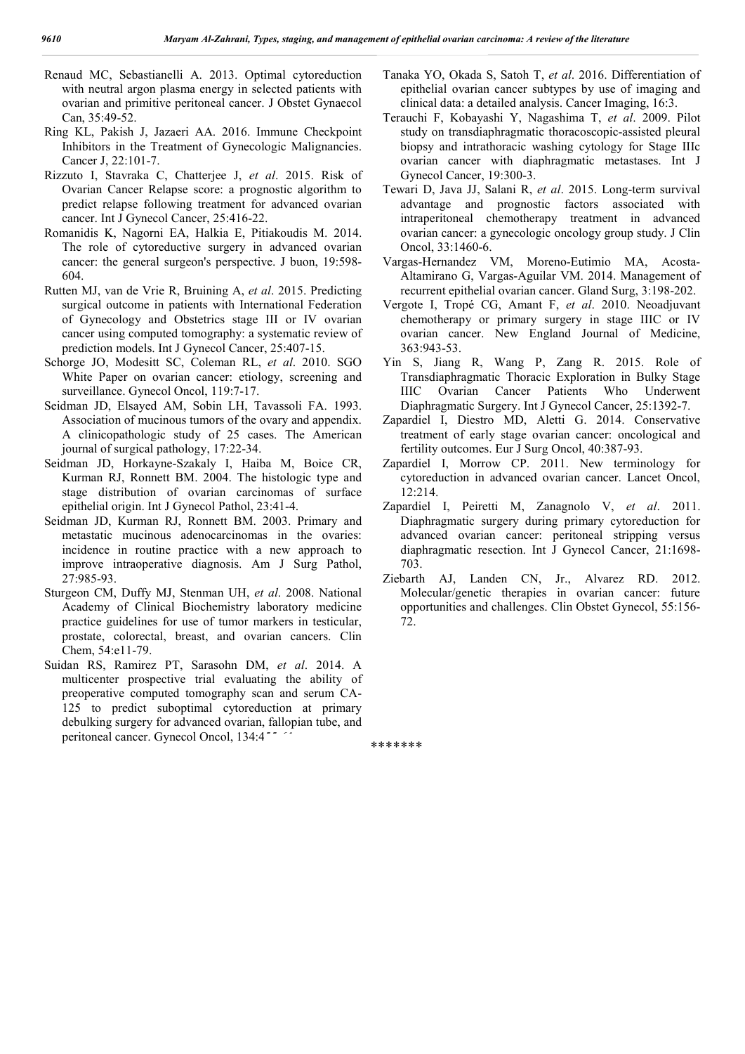Renaud MC, Sebastianelli A. 2013. Optimal cytoreduction with neutral argon plasma energy in selected patients with ovarian and primitive peritoneal cancer. J Obstet Gynaecol Can, 35:49-52.

Ring KL, Pakish J, Jazaeri AA. 2016. Immune Checkpoint Inhibitors in the Treatment of Gynecologic Malignancies. Cancer J, 22:101-7.

Rizzuto I, Stavraka C, Chatterjee J, *et al*. 2015. Risk of Ovarian Cancer Relapse score: a prognostic algorithm to predict relapse following treatment for advanced ovarian cancer. Int J Gynecol Cancer, 25:416-22.

Romanidis K, Nagorni EA, Halkia E, Pitiakoudis M. 2014. The role of cytoreductive surgery in advanced ovarian cancer: the general surgeon's perspective. J buon, 19:598-604.

Rutten MJ, van de Vrie R, Bruining A, *et al*. 2015. Predicting surgical outcome in patients with International Federation of Gynecology and Obstetrics stage III or IV ovarian cancer using computed tomography: a systematic review of prediction models. Int J Gynecol Cancer, 25:407-15.

Schorge JO, Modesitt SC, Coleman RL, *et al*. 2010. SGO White Paper on ovarian cancer: etiology, screening and surveillance. Gynecol Oncol, 119:7-17.

Seidman JD, Elsayed AM, Sobin LH, Tavassoli FA. 1993. Association of mucinous tumors of the ovary and appendix. A clinicopathologic study of 25 cases. The American journal of surgical pathology, 17:22-34.

Seidman JD, Horkayne-Szakaly I, Haiba M, Boice CR, Kurman RJ, Ronnett BM. 2004. The histologic type and stage distribution of ovarian carcinomas of surface epithelial origin. Int J Gynecol Pathol, 23:41-4.

Seidman JD, Kurman RJ, Ronnett BM. 2003. Primary and metastatic mucinous adenocarcinomas in the ovaries: incidence in routine practice with a new approach to improve intraoperative diagnosis. Am J Surg Pathol, 27:985-93.

Sturgeon CM, Duffy MJ, Stenman UH, *et al*. 2008. National Academy of Clinical Biochemistry laboratory medicine practice guidelines for use of tumor markers in testicular, prostate, colorectal, breast, and ovarian cancers. Clin Chem, 54:e11-79.

Suidan RS, Ramirez PT, Sarasohn DM, *et al*. 2014. A multicenter prospective trial evaluating the ability of preoperative computed tomography scan and serum CA-125 to predict suboptimal cytoreduction at primary debulking surgery for advanced ovarian, fallopian tube, and peritoneal cancer. Gynecol Oncol, 134:455-61.

Tanaka YO, Okada S, Satoh T, *et al*. 2016. Differentiation of epithelial ovarian cancer subtypes by use of imaging and clinical data: a detailed analysis. Cancer Imaging, 16:3.

Terauchi F, Kobayashi Y, Nagashima T, *et al*. 2009. Pilot study on transdiaphragmatic thoracoscopic-assisted pleural biopsy and intrathoracic washing cytology for Stage IIIc ovarian cancer with diaphragmatic metastases. Int J Gynecol Cancer, 19:300-3.

Tewari D, Java JJ, Salani R, *et al*. 2015. Long-term survival advantage and prognostic factors associated with intraperitoneal chemotherapy treatment in advanced ovarian cancer: a gynecologic oncology group study. J Clin Oncol, 33:1460-6.

Vargas-Hernandez VM, Moreno-Eutimio MA, Acosta-Altamirano G, Vargas-Aguilar VM. 2014. Management of recurrent epithelial ovarian cancer. Gland Surg, 3:198-202.

Vergote I, Tropé CG, Amant F, *et al*. 2010. Neoadjuvant chemotherapy or primary surgery in stage IIIC or IV ovarian cancer. New England Journal of Medicine, 363:943-53.

Yin S, Jiang R, Wang P, Zang R. 2015. Role of Transdiaphragmatic Thoracic Exploration in Bulky Stage IIIC Ovarian Cancer Patients Who Underwent Diaphragmatic Surgery. Int J Gynecol Cancer, 25:1392-7.

Zapardiel I, Diestro MD, Aletti G. 2014. Conservative treatment of early stage ovarian cancer: oncological and fertility outcomes. Eur J Surg Oncol, 40:387-93.

Zapardiel I, Morrow CP. 2011. New terminology for cytoreduction in advanced ovarian cancer. Lancet Oncol, 12:214.

Zapardiel I, Peiretti M, Zanagnolo V, *et al*. 2011. Diaphragmatic surgery during primary cytoreduction for advanced ovarian cancer: peritoneal stripping versus diaphragmatic resection. Int J Gynecol Cancer, 21:1698-703.

Ziebarth AJ, Landen CN, Jr., Alvarez RD. 2012. Molecular/genetic therapies in ovarian cancer: future opportunities and challenges. Clin Obstet Gynecol, 55:156-72.

*******